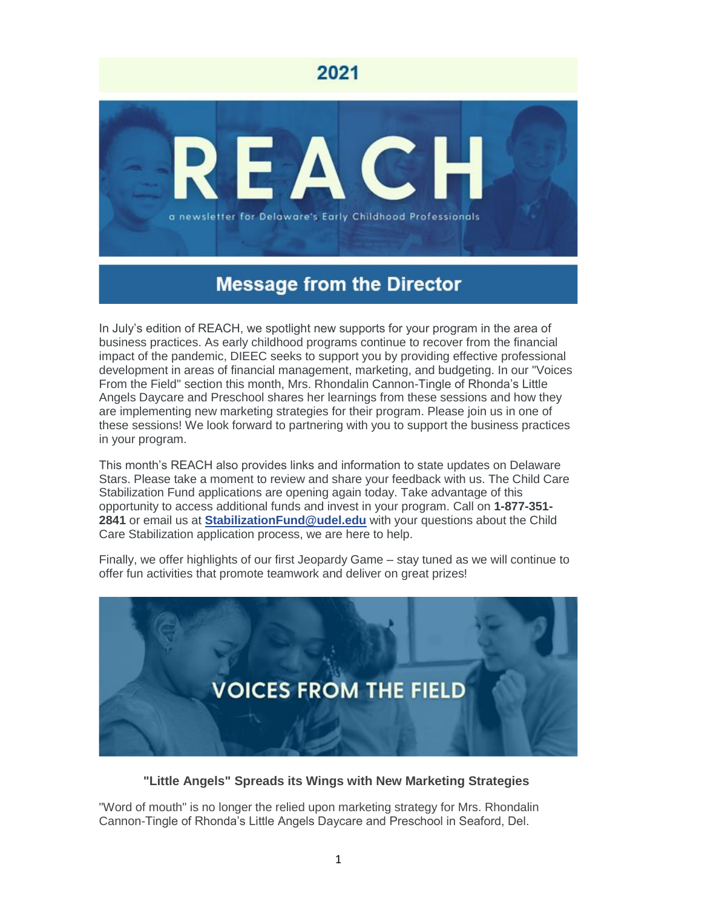# 2021

# REACH

a newsletter for Delaware's Early Childhood Professionals

## Message from the Director

In July's edition of REACH, we spotlight new supports for your program in the area of business practices. As early childhood programs continue to recover from the financial impact of the pandemic, DIEEC seeks to support you by providing effective professional development in areas of financial management, marketing, and budgeting. In our "Voices From the Field" section this month, Mrs. Rhondalin Cannon-Tingle of Rhonda's Little Angels Daycare and Preschool shares her learnings from these sessions and how they are implementing new marketing strategies for their program. Please join us in one of these sessions! We look forward to partnering with you to support the business practices in your program.

This month's REACH also provides links and information to state updates on Delaware Stars. Please take a moment to review and share your feedback with us. The Child Care Stabilization Fund applications are opening again today. Take advantage of this opportunity to access additional funds and invest in your program. Call on **1-877-351-2841** or email us at **StabilizationFund@udel.edu** with your questions about the Child Care Stabilization application process, we are here to help.

Finally, we offer highlights of our first Jeopardy Game – stay tuned as we will continue to offer fun activities that promote teamwork and deliver on great prizes!

## VOICES FROM THE FIELD

**"Little Angels" Spreads its Wings with New Marketing Strategies**

"Word of mouth" is no longer the relied upon marketing strategy for Mrs. Rhondalin Cannon-Tingle of Rhonda's Little Angels Daycare and Preschool in Seaford, Del.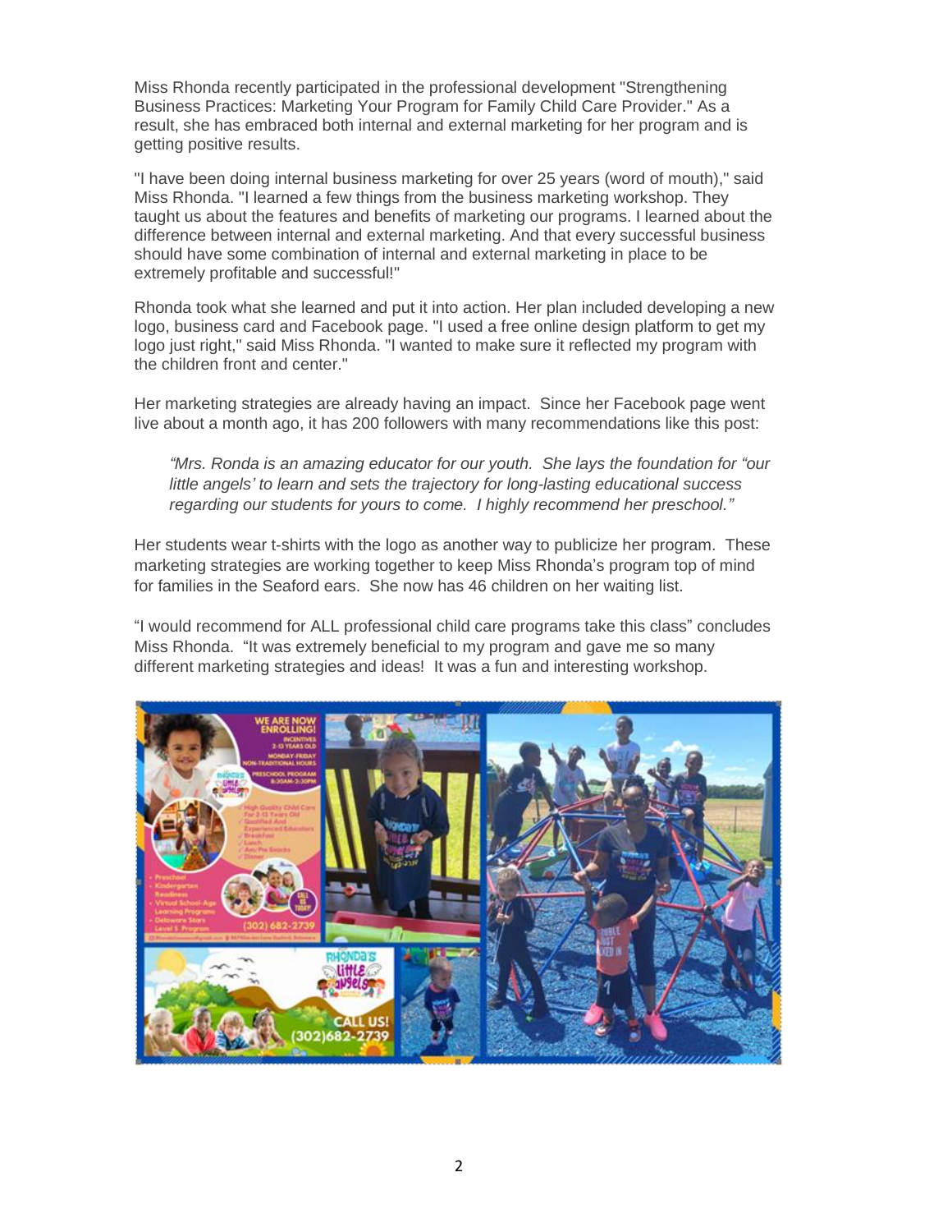Miss Rhonda recently participated in the professional development "Strengthening Business Practices: Marketing Your Program for Family Child Care Provider." As a result, she has embraced both internal and external marketing for her program and is getting positive results.

"I have been doing internal business marketing for over 25 years (word of mouth)," said Miss Rhonda. "I learned a few things from the business marketing workshop. They taught us about the features and benefits of marketing our programs. I learned about the difference between internal and external marketing. And that every successful business should have some combination of internal and external marketing in place to be extremely profitable and successful!"

Rhonda took what she learned and put it into action. Her plan included developing a new logo, business card and Facebook page. "I used a free online design platform to get my logo just right," said Miss Rhonda. "I wanted to make sure it reflected my program with the children front and center."

Her marketing strategies are already having an impact. Since her Facebook page went live about a month ago, it has 200 followers with many recommendations like this post:

> *"Mrs. Ronda is an amazing educator for our youth. She lays the foundation for "our little angels' to learn and sets the trajectory for long-lasting educational success regarding our students for yours to come. I highly recommend her preschool."*

Her students wear t-shirts with the logo as another way to publicize her program. These marketing strategies are working together to keep Miss Rhonda's program top of mind for families in the Seaford ears. She now has 46 children on her waiting list.

"I would recommend for ALL professional child care programs take this class" concludes Miss Rhonda. "It was extremely beneficial to my program and gave me so many different marketing strategies and ideas! It was a fun and interesting workshop.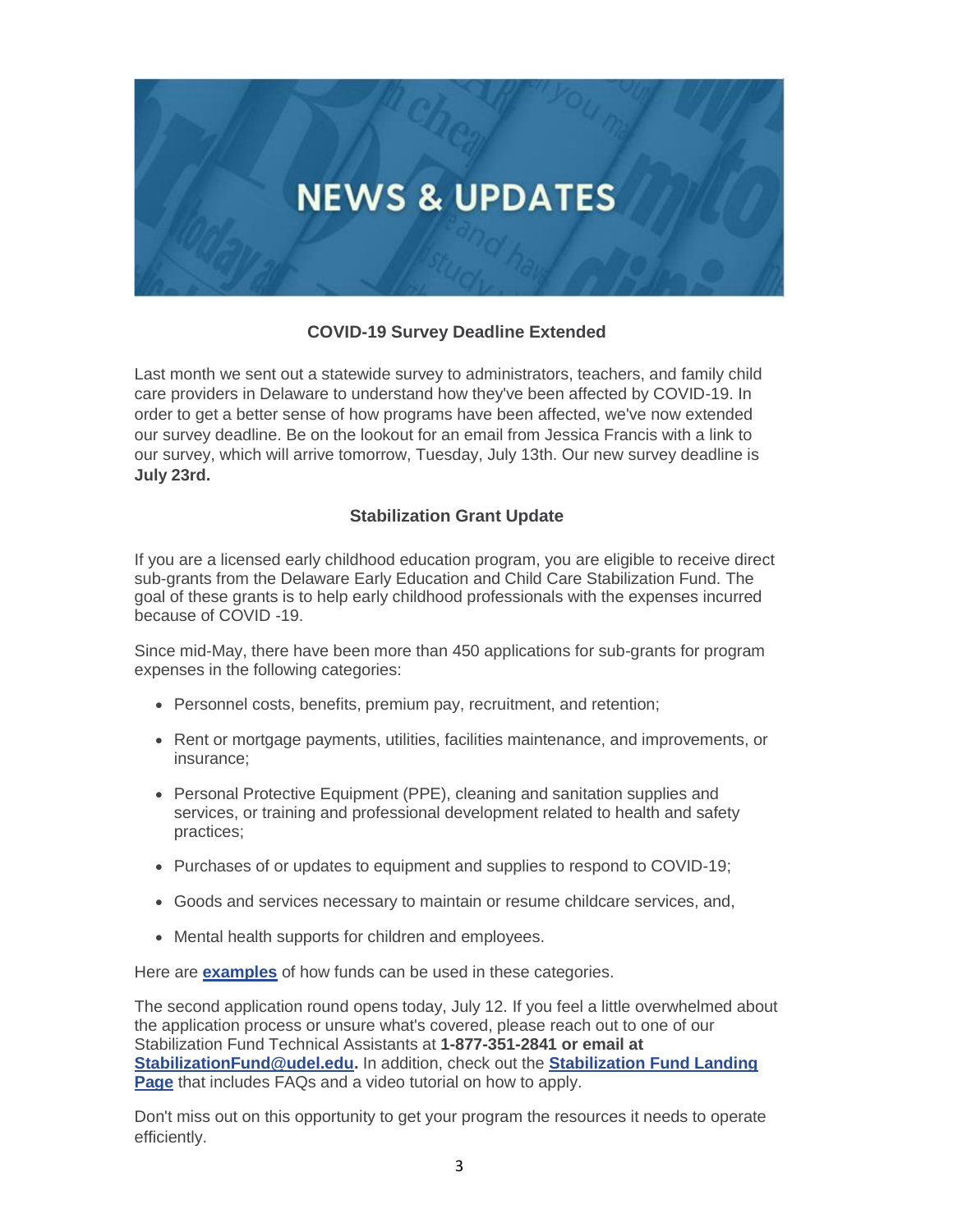## COVID-19 Survey Deadline Extended

Last month we sent out a statewide survey to administrators, teachers, and family child care providers in Delaware to understand how they've been affected by COVID-19. In order to get a better sense of how programs have been affected, we've now extended our survey deadline. Be on the lookout for an email from Jessica Francis with a link to our survey, which will arrive tomorrow, Tuesday, July 13th. Our new survey deadline is **July 23rd.**

## Stabilization Grant Update

If you are a licensed early childhood education program, you are eligible to receive direct sub-grants from the Delaware Early Education and Child Care Stabilization Fund. The goal of these grants is to help early childhood professionals with the expenses incurred because of COVID -19.

Since mid-May, there have been more than 450 applications for sub-grants for program expenses in the following categories:

- Personnel costs, benefits, premium pay, recruitment, and retention;
- Rent or mortgage payments, utilities, facilities maintenance, and improvements, or insurance;
- Personal Protective Equipment (PPE), cleaning and sanitation supplies and services, or training and professional development related to health and safety practices;
- Purchases of or updates to equipment and supplies to respond to COVID-19;
- Goods and services necessary to maintain or resume childcare services, and,
- Mental health supports for children and employees.

Here are **examples** of how funds can be used in these categories.

The second application round opens today, July 12. If you feel a little overwhelmed about the application process or unsure what's covered, please reach out to one of our Stabilization Fund Technical Assistants at **1-877-351-2841 or email at StabilizationFund@udel.edu.** In addition, check out the **Stabilization Fund Landing Page** that includes FAQs and a video tutorial on how to apply.

Don't miss out on this opportunity to get your program the resources it needs to operate efficiently.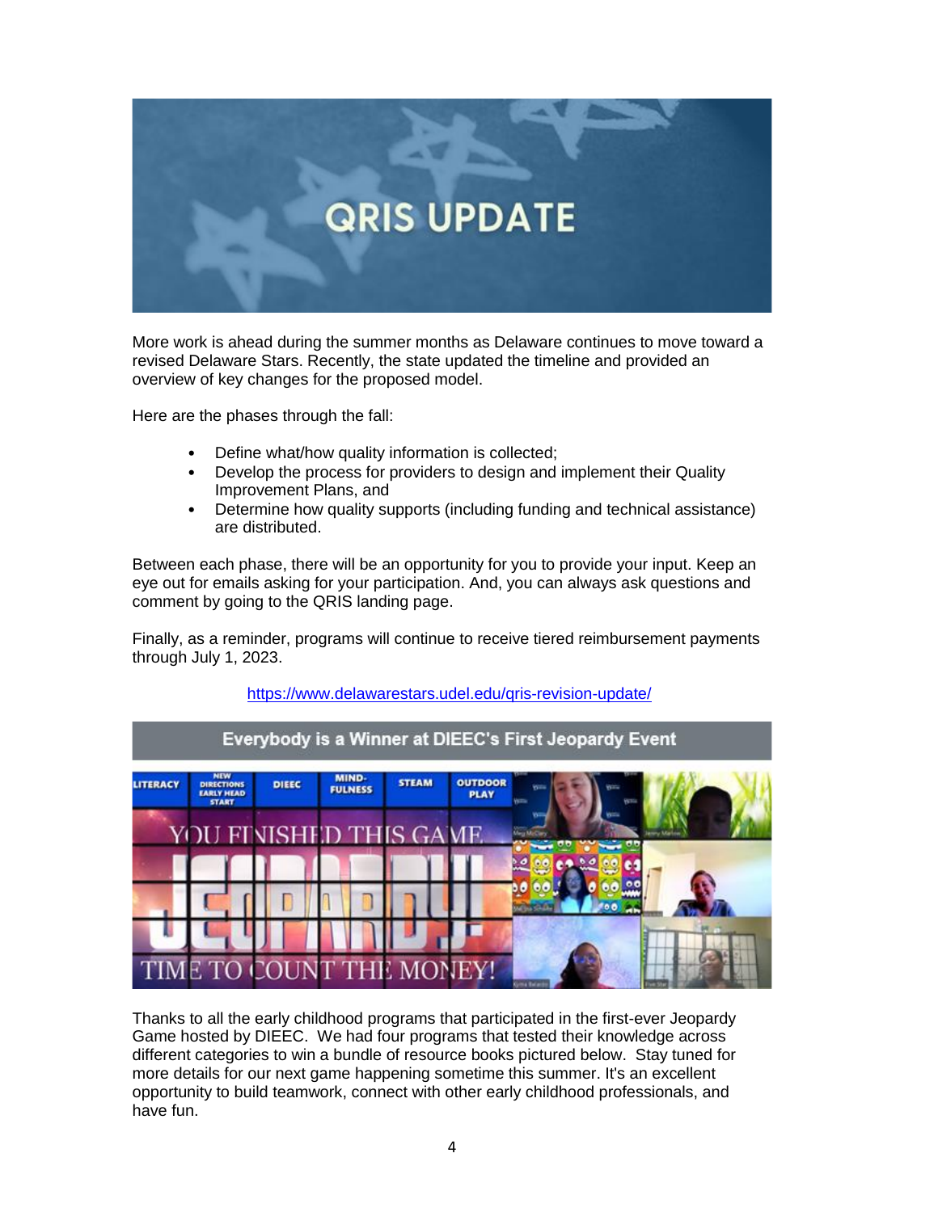# QRIS UPDATE

More work is ahead during the summer months as Delaware continues to move toward a revised Delaware Stars. Recently, the state updated the timeline and provided an overview of key changes for the proposed model.

Here are the phases through the fall:

- Define what/how quality information is collected;
- Develop the process for providers to design and implement their Quality Improvement Plans, and
- Determine how quality supports (including funding and technical assistance) are distributed.

Between each phase, there will be an opportunity for you to provide your input. Keep an eye out for emails asking for your participation. And, you can always ask questions and comment by going to the QRIS landing page.

Finally, as a reminder, programs will continue to receive tiered reimbursement payments through July 1, 2023.

https://www.delawarestars.udel.edu/qris-revision-update/

## Everybody is a Winner at DIEEC's First Jeopardy Event

Thanks to all the early childhood programs that participated in the first-ever Jeopardy Game hosted by DIEEC. We had four programs that tested their knowledge across different categories to win a bundle of resource books pictured below. Stay tuned for more details for our next game happening sometime this summer. It's an excellent opportunity to build teamwork, connect with other early childhood professionals, and have fun.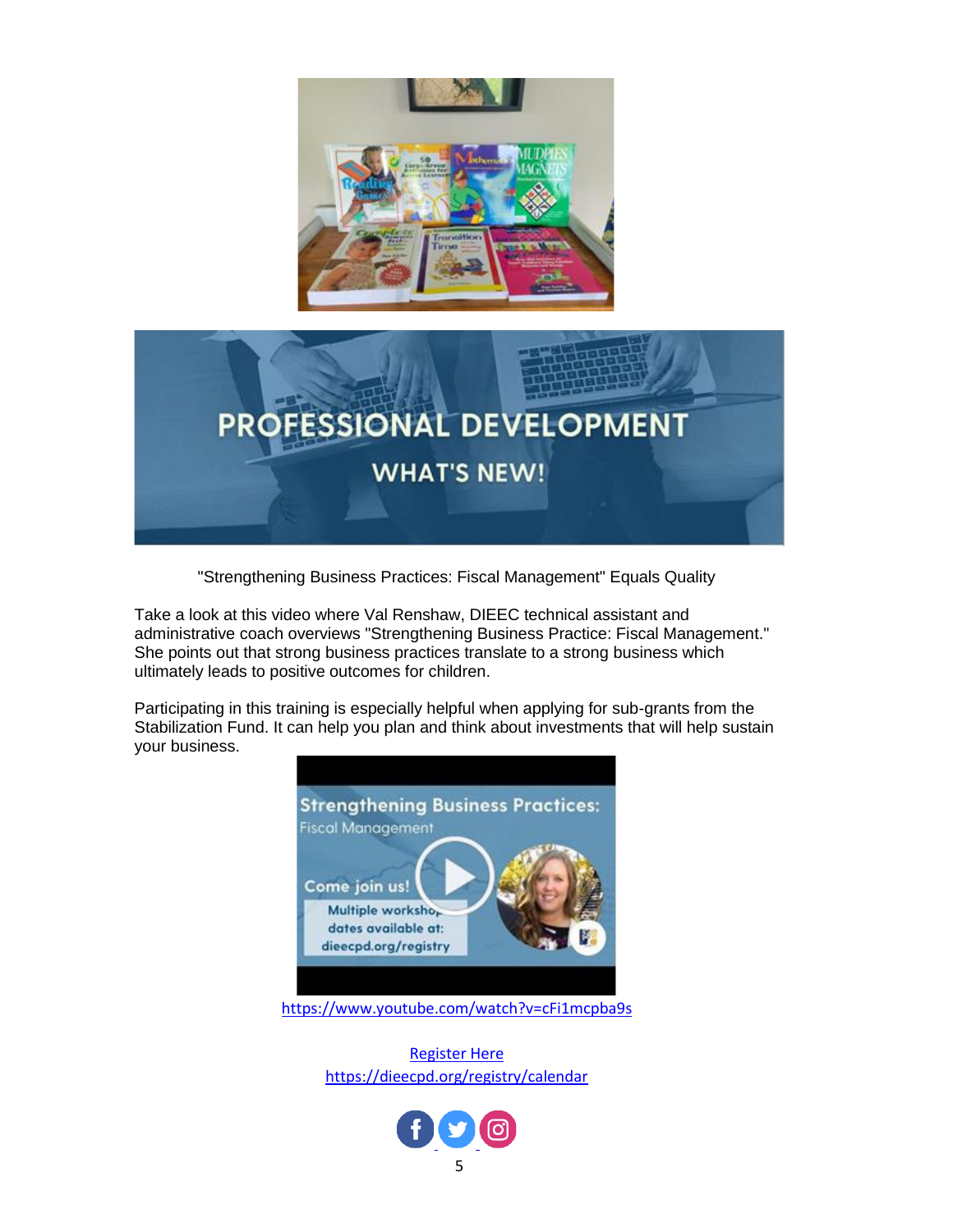## PROFESSIONAL DEVELOPMENT

### WHAT'S NEW!

"Strengthening Business Practices: Fiscal Management" Equals Quality

Take a look at this video where Val Renshaw, DIEEC technical assistant and administrative coach overviews "Strengthening Business Practice: Fiscal Management." She points out that strong business practices translate to a strong business which ultimately leads to positive outcomes for children.

Participating in this training is especially helpful when applying for sub-grants from the Stabilization Fund. It can help you plan and think about investments that will help sustain your business.

https://www.youtube.com/watch?v=cFi1mcpba9s

Register Here
https://dieecpd.org/registry/calendar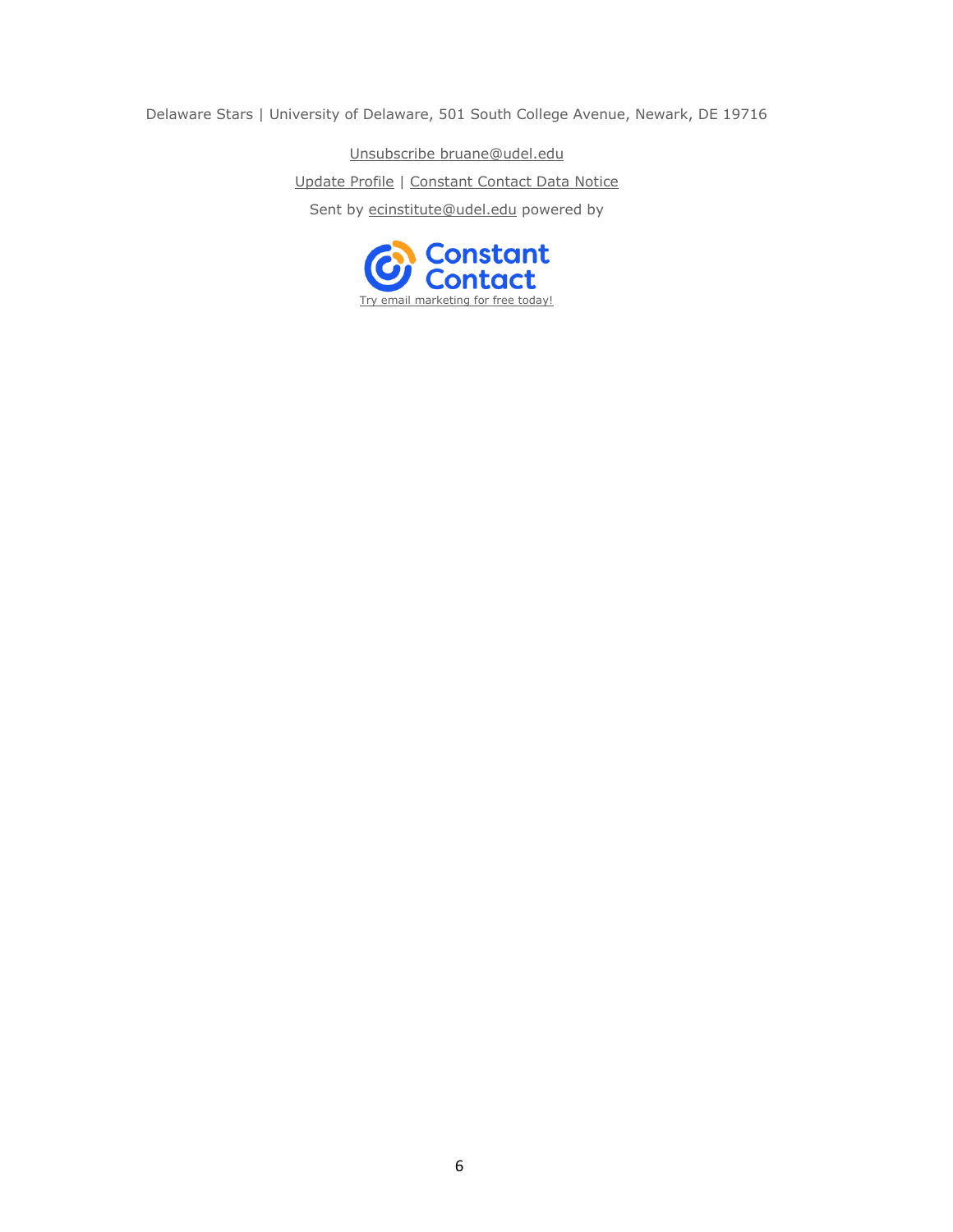Delaware Stars | University of Delaware, 501 South College Avenue, Newark, DE 19716

Unsubscribe bruane@udel.edu

Update Profile | Constant Contact Data Notice

Sent by ecinstitute@udel.edu powered by

Constant Contact

Try email marketing for free today!